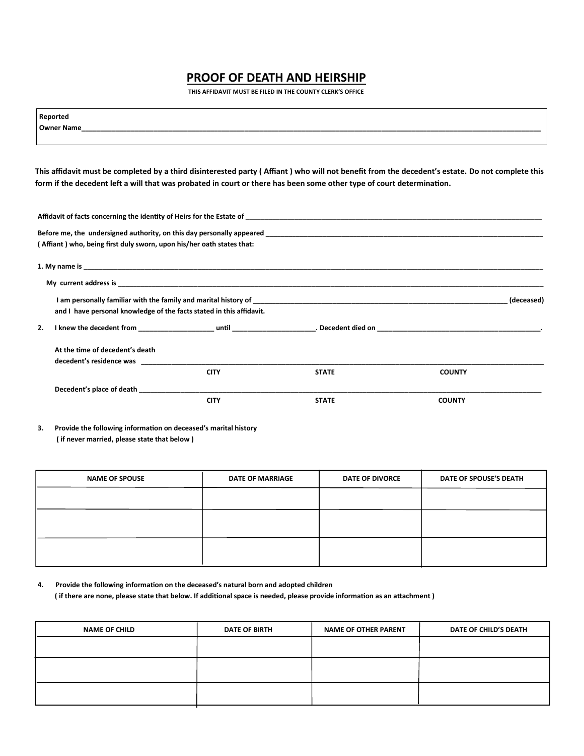# PROOF OF DEATH AND HEIRSHIP

**THIS AFFIDAVIT MUST BE FILED IN THE COUNTY CLERK'S OFFICE**

**Reported Owner Name**______________________________________________________________________________

**This affidavit must be completed by a third disinterested party ( Affiant ) who will not benefit from the decedent's estate. Do not complete this form if the decedent left a will that was probated in court or there has been some other type of court determination.**

**Affidavit of facts concerning the identity of Heirs for the Estate of** ______________________________________________

**Before me, the undersigned authority, on this day personally appeared** ______________________________________________
**( Affiant ) who, being first duly sworn, upon his/her oath states that:**

**1. My name is** ______________________________________________________________________________

**My current address is** ______________________________________________________________________________

**I am personally familiar with the family and marital history of** __________________________________________ **(deceased) and I have personal knowledge of the facts stated in this affidavit.**

**2. I knew the decedent from** ____________________ **until** ______________________. **Decedent died on** ____________________________.

**At the time of decedent's death decedent's residence was** ______________________________________________

**CITY STATE COUNTY**

**Decedent's place of death** ______________________________________________

**CITY STATE COUNTY**

**3. Provide the following information on deceased's marital history ( if never married, please state that below )**

| NAME OF SPOUSE | DATE OF MARRIAGE | DATE OF DIVORCE | DATE OF SPOUSE'S DEATH |
|---|---|---|---|
| | | | |
| | | | |
| | | | |

**4. Provide the following information on the deceased's natural born and adopted children ( if there are none, please state that below. If additional space is needed, please provide information as an attachment )**

| NAME OF CHILD | DATE OF BIRTH | NAME OF OTHER PARENT | DATE OF CHILD'S DEATH |
|---|---|---|---|
| | | | |
| | | | |
| | | | |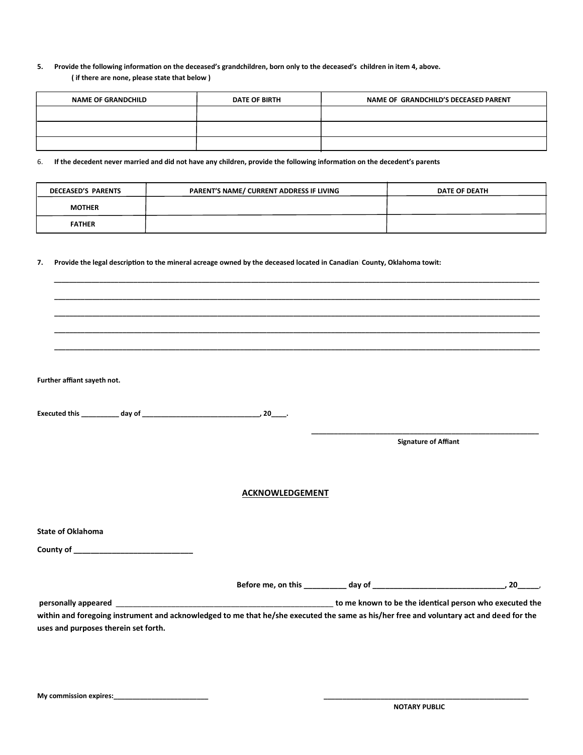**5. Provide the following information on the deceased's grandchildren, born only to the deceased's children in item 4, above.**
**( if there are none, please state that below )**

| NAME OF GRANDCHILD | DATE OF BIRTH | NAME OF GRANDCHILD'S DECEASED PARENT |
|---|---|---|
| | | |
| | | |
| | | |

6. **If the decedent never married and did not have any children, provide the following information on the decedent's parents**

| DECEASED'S PARENTS | PARENT'S NAME/ CURRENT ADDRESS IF LIVING | DATE OF DEATH |
|---|---|---|
| MOTHER | | |
| FATHER | | |

**7. Provide the legal description to the mineral acreage owned by the deceased located in Canadian County, Oklahoma towit:**

______________________________________________________________________________________________

______________________________________________________________________________________________

______________________________________________________________________________________________

______________________________________________________________________________________________

______________________________________________________________________________________________

**Further affiant sayeth not.**

**Executed this __________ day of ______________________________, 20____.**

______________________________________________________
**Signature of Affiant**

## ACKNOWLEDGEMENT

**State of Oklahoma**

**County of ____________________________**

**Before me, on this __________ day of _______________________________, 20_____,**

**personally appeared ____________________________________________________ to me known to be the identical person who executed the within and foregoing instrument and acknowledged to me that he/she executed the same as his/her free and voluntary act and deed for the uses and purposes therein set forth.**

**My commission expires:_________________________**

______________________________________________________
**NOTARY PUBLIC**